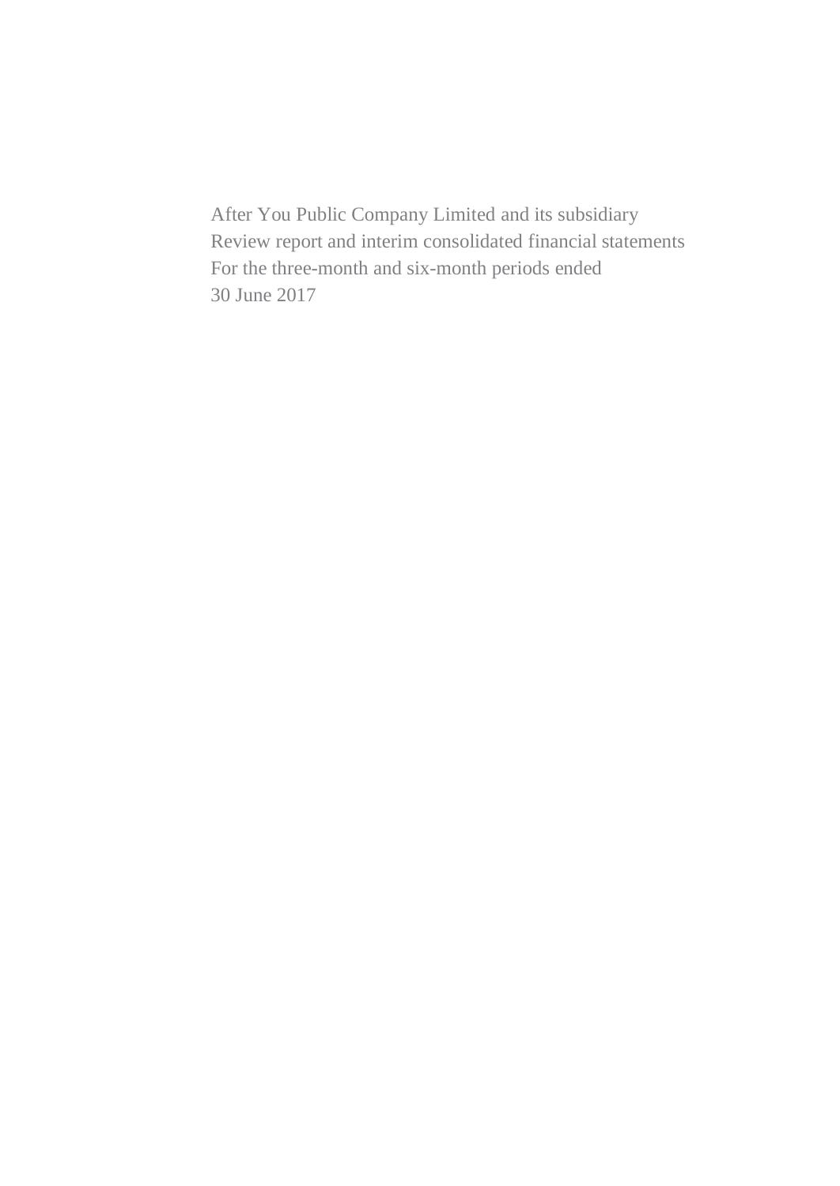After You Public Company Limited and its subsidiary
Review report and interim consolidated financial statements
For the three-month and six-month periods ended
30 June 2017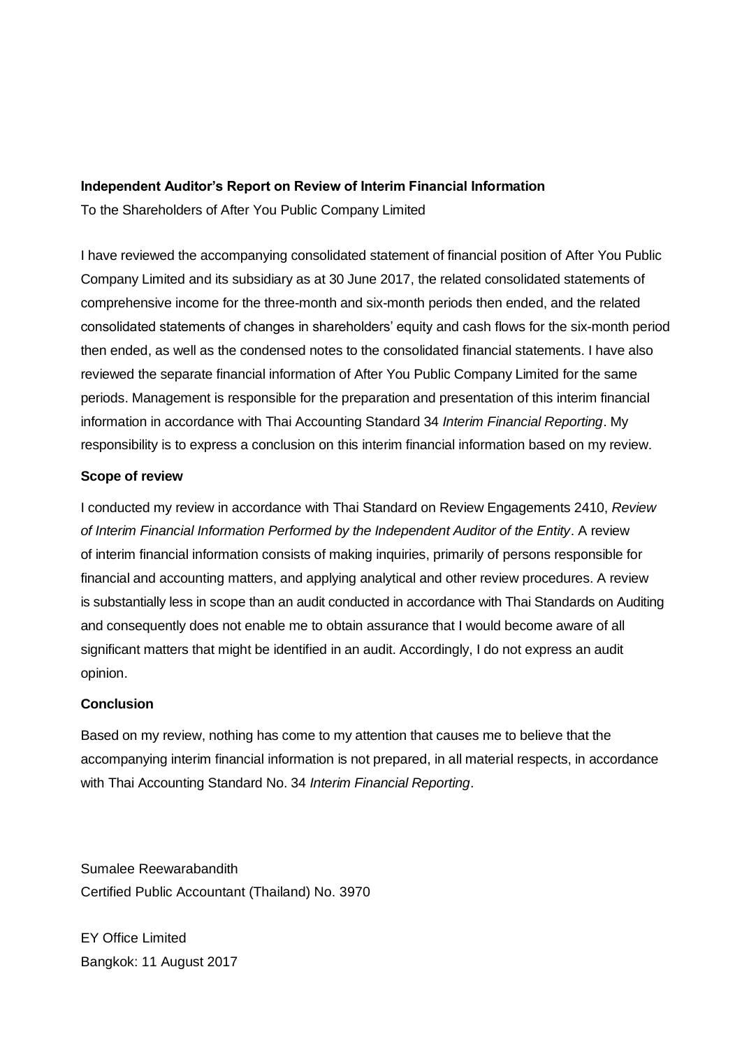**Independent Auditor's Report on Review of Interim Financial Information**

To the Shareholders of After You Public Company Limited

I have reviewed the accompanying consolidated statement of financial position of After You Public Company Limited and its subsidiary as at 30 June 2017, the related consolidated statements of comprehensive income for the three-month and six-month periods then ended, and the related consolidated statements of changes in shareholders' equity and cash flows for the six-month period then ended, as well as the condensed notes to the consolidated financial statements. I have also reviewed the separate financial information of After You Public Company Limited for the same periods. Management is responsible for the preparation and presentation of this interim financial information in accordance with Thai Accounting Standard 34 *Interim Financial Reporting*. My responsibility is to express a conclusion on this interim financial information based on my review.

**Scope of review**

I conducted my review in accordance with Thai Standard on Review Engagements 2410, *Review of Interim Financial Information Performed by the Independent Auditor of the Entity*. A review of interim financial information consists of making inquiries, primarily of persons responsible for financial and accounting matters, and applying analytical and other review procedures. A review is substantially less in scope than an audit conducted in accordance with Thai Standards on Auditing and consequently does not enable me to obtain assurance that I would become aware of all significant matters that might be identified in an audit. Accordingly, I do not express an audit opinion.

**Conclusion**

Based on my review, nothing has come to my attention that causes me to believe that the accompanying interim financial information is not prepared, in all material respects, in accordance with Thai Accounting Standard No. 34 *Interim Financial Reporting*.

Sumalee Reewarabandith
Certified Public Accountant (Thailand) No. 3970

EY Office Limited
Bangkok: 11 August 2017